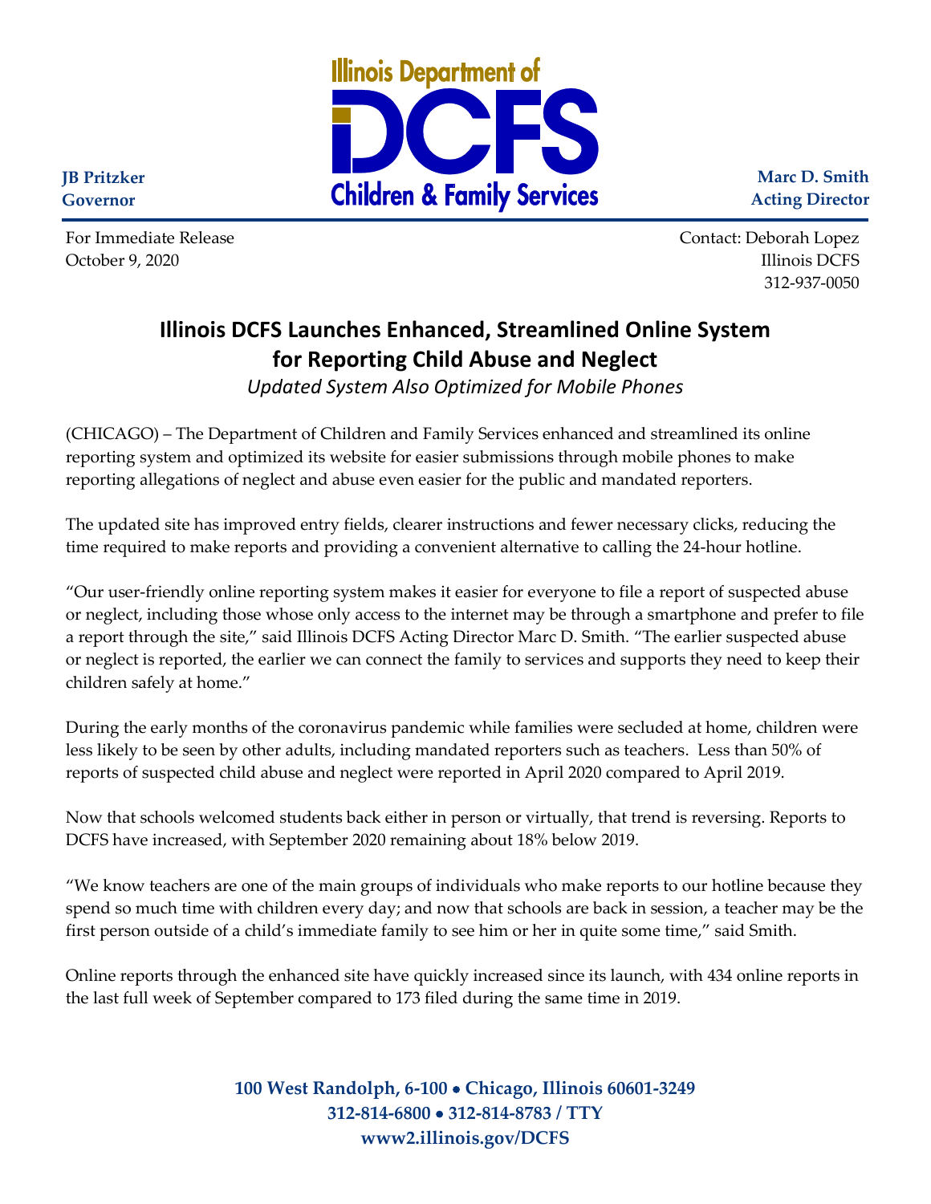Illinois Department of DCFS Children & Family Services

**JB Pritzker**
**Governor**

**Marc D. Smith**
**Acting Director**

For Immediate Release
October 9, 2020

Contact: Deborah Lopez
Illinois DCFS
312-937-0050

# Illinois DCFS Launches Enhanced, Streamlined Online System for Reporting Child Abuse and Neglect

*Updated System Also Optimized for Mobile Phones*

(CHICAGO) – The Department of Children and Family Services enhanced and streamlined its online reporting system and optimized its website for easier submissions through mobile phones to make reporting allegations of neglect and abuse even easier for the public and mandated reporters.

The updated site has improved entry fields, clearer instructions and fewer necessary clicks, reducing the time required to make reports and providing a convenient alternative to calling the 24-hour hotline.

"Our user-friendly online reporting system makes it easier for everyone to file a report of suspected abuse or neglect, including those whose only access to the internet may be through a smartphone and prefer to file a report through the site," said Illinois DCFS Acting Director Marc D. Smith. "The earlier suspected abuse or neglect is reported, the earlier we can connect the family to services and supports they need to keep their children safely at home."

During the early months of the coronavirus pandemic while families were secluded at home, children were less likely to be seen by other adults, including mandated reporters such as teachers. Less than 50% of reports of suspected child abuse and neglect were reported in April 2020 compared to April 2019.

Now that schools welcomed students back either in person or virtually, that trend is reversing. Reports to DCFS have increased, with September 2020 remaining about 18% below 2019.

"We know teachers are one of the main groups of individuals who make reports to our hotline because they spend so much time with children every day; and now that schools are back in session, a teacher may be the first person outside of a child's immediate family to see him or her in quite some time," said Smith.

Online reports through the enhanced site have quickly increased since its launch, with 434 online reports in the last full week of September compared to 173 filed during the same time in 2019.

**100 West Randolph, 6-100 • Chicago, Illinois 60601-3249**
**312-814-6800 • 312-814-8783 / TTY**
**www2.illinois.gov/DCFS**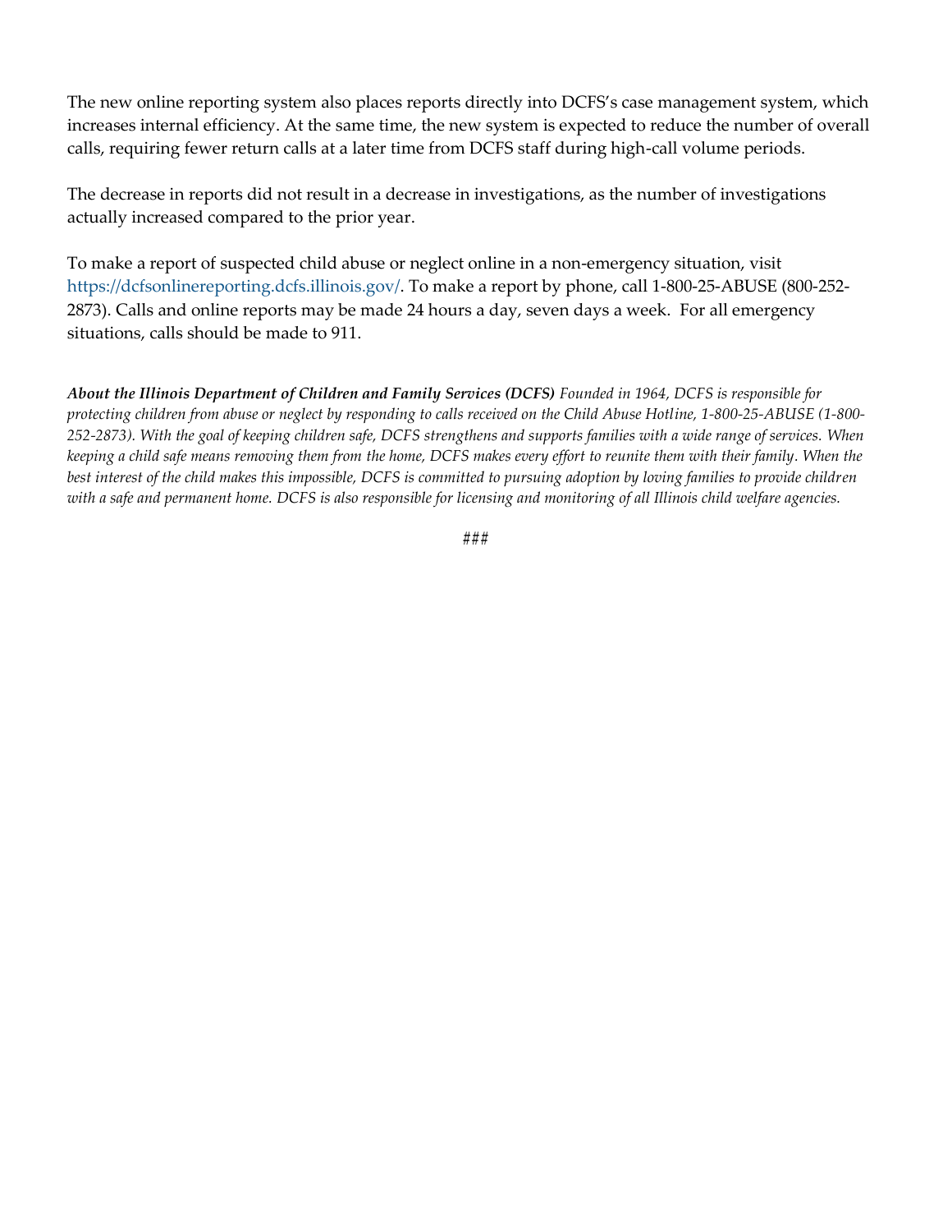The new online reporting system also places reports directly into DCFS's case management system, which increases internal efficiency. At the same time, the new system is expected to reduce the number of overall calls, requiring fewer return calls at a later time from DCFS staff during high-call volume periods.

The decrease in reports did not result in a decrease in investigations, as the number of investigations actually increased compared to the prior year.

To make a report of suspected child abuse or neglect online in a non-emergency situation, visit https://dcfsonlinereporting.dcfs.illinois.gov/. To make a report by phone, call 1-800-25-ABUSE (800-252-2873). Calls and online reports may be made 24 hours a day, seven days a week. For all emergency situations, calls should be made to 911.

***About the Illinois Department of Children and Family Services (DCFS)*** *Founded in 1964, DCFS is responsible for protecting children from abuse or neglect by responding to calls received on the Child Abuse Hotline, 1-800-25-ABUSE (1-800-252-2873). With the goal of keeping children safe, DCFS strengthens and supports families with a wide range of services. When keeping a child safe means removing them from the home, DCFS makes every effort to reunite them with their family. When the best interest of the child makes this impossible, DCFS is committed to pursuing adoption by loving families to provide children with a safe and permanent home. DCFS is also responsible for licensing and monitoring of all Illinois child welfare agencies.*

###